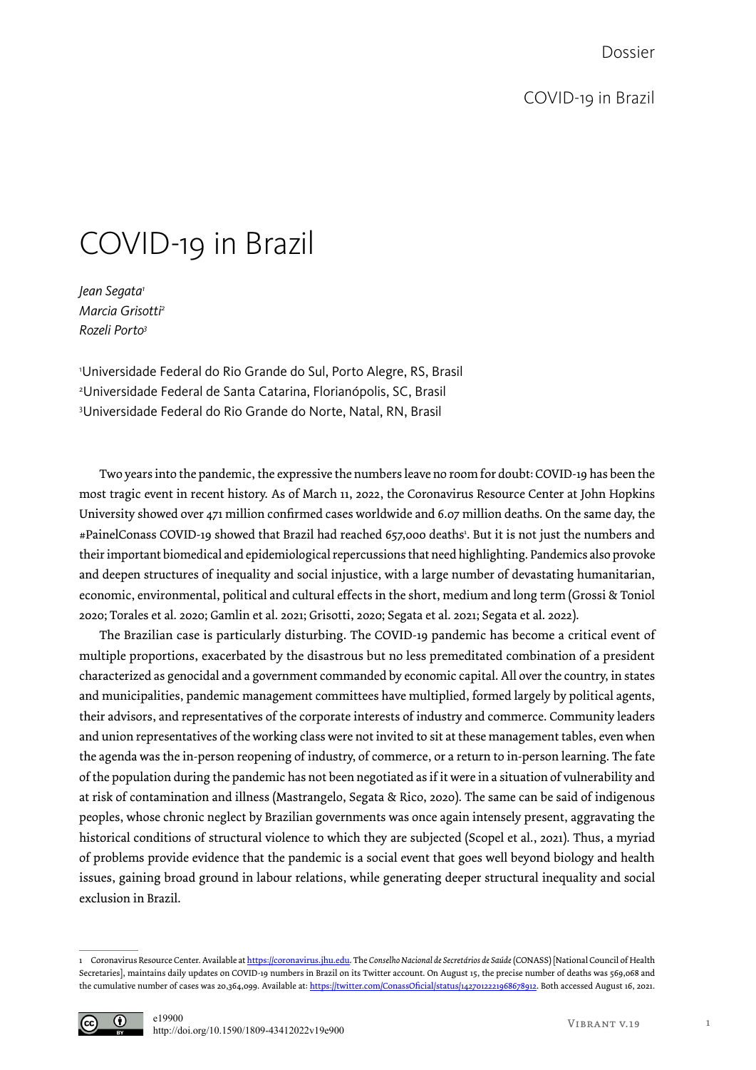# COVID-19 in Brazil

*Jean Segata*[1]
*Marcia Grisotti*[2]
*Rozeli Porto*[3]

[1]Universidade Federal do Rio Grande do Sul, Porto Alegre, RS, Brasil
[2]Universidade Federal de Santa Catarina, Florianópolis, SC, Brasil
[3]Universidade Federal do Rio Grande do Norte, Natal, RN, Brasil

Two years into the pandemic, the expressive the numbers leave no room for doubt: COVID-19 has been the most tragic event in recent history. As of March 11, 2022, the Coronavirus Resource Center at John Hopkins University showed over 471 million confirmed cases worldwide and 6.07 million deaths. On the same day, the #PainelConass COVID-19 showed that Brazil had reached 657,000 deaths[1]. But it is not just the numbers and their important biomedical and epidemiological repercussions that need highlighting. Pandemics also provoke and deepen structures of inequality and social injustice, with a large number of devastating humanitarian, economic, environmental, political and cultural effects in the short, medium and long term (Grossi & Toniol 2020; Torales et al. 2020; Gamlin et al. 2021; Grisotti, 2020; Segata et al. 2021; Segata et al. 2022).

The Brazilian case is particularly disturbing. The COVID-19 pandemic has become a critical event of multiple proportions, exacerbated by the disastrous but no less premeditated combination of a president characterized as genocidal and a government commanded by economic capital. All over the country, in states and municipalities, pandemic management committees have multiplied, formed largely by political agents, their advisors, and representatives of the corporate interests of industry and commerce. Community leaders and union representatives of the working class were not invited to sit at these management tables, even when the agenda was the in-person reopening of industry, of commerce, or a return to in-person learning. The fate of the population during the pandemic has not been negotiated as if it were in a situation of vulnerability and at risk of contamination and illness (Mastrangelo, Segata & Rico, 2020). The same can be said of indigenous peoples, whose chronic neglect by Brazilian governments was once again intensely present, aggravating the historical conditions of structural violence to which they are subjected (Scopel et al., 2021). Thus, a myriad of problems provide evidence that the pandemic is a social event that goes well beyond biology and health issues, gaining broad ground in labour relations, while generating deeper structural inequality and social exclusion in Brazil.

---

1 Coronavirus Resource Center. Available at https://coronavirus.jhu.edu. The *Conselho Nacional de Secretários de Saúde* (CONASS) [National Council of Health Secretaries], maintains daily updates on COVID-19 numbers in Brazil on its Twitter account. On August 15, the precise number of deaths was 569,068 and the cumulative number of cases was 20,364,099. Available at: https://twitter.com/ConassOficial/status/1427012221968678912. Both accessed August 16, 2021.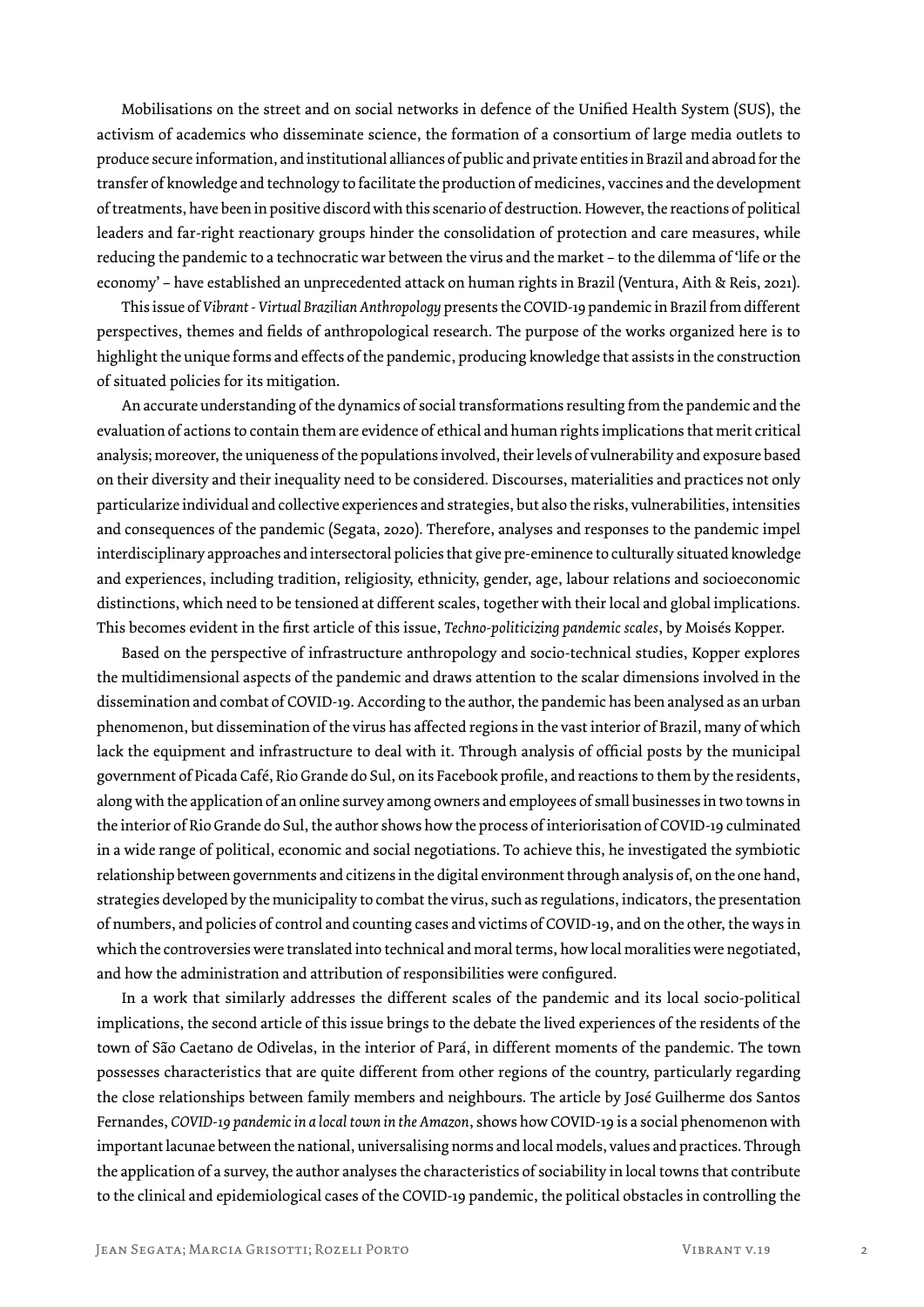Mobilisations on the street and on social networks in defence of the Unified Health System (SUS), the activism of academics who disseminate science, the formation of a consortium of large media outlets to produce secure information, and institutional alliances of public and private entities in Brazil and abroad for the transfer of knowledge and technology to facilitate the production of medicines, vaccines and the development of treatments, have been in positive discord with this scenario of destruction. However, the reactions of political leaders and far-right reactionary groups hinder the consolidation of protection and care measures, while reducing the pandemic to a technocratic war between the virus and the market – to the dilemma of 'life or the economy' – have established an unprecedented attack on human rights in Brazil (Ventura, Aith & Reis, 2021).

This issue of *Vibrant - Virtual Brazilian Anthropology* presents the COVID-19 pandemic in Brazil from different perspectives, themes and fields of anthropological research. The purpose of the works organized here is to highlight the unique forms and effects of the pandemic, producing knowledge that assists in the construction of situated policies for its mitigation.

An accurate understanding of the dynamics of social transformations resulting from the pandemic and the evaluation of actions to contain them are evidence of ethical and human rights implications that merit critical analysis; moreover, the uniqueness of the populations involved, their levels of vulnerability and exposure based on their diversity and their inequality need to be considered. Discourses, materialities and practices not only particularize individual and collective experiences and strategies, but also the risks, vulnerabilities, intensities and consequences of the pandemic (Segata, 2020). Therefore, analyses and responses to the pandemic impel interdisciplinary approaches and intersectoral policies that give pre-eminence to culturally situated knowledge and experiences, including tradition, religiosity, ethnicity, gender, age, labour relations and socioeconomic distinctions, which need to be tensioned at different scales, together with their local and global implications. This becomes evident in the first article of this issue, *Techno-politicizing pandemic scales*, by Moisés Kopper.

Based on the perspective of infrastructure anthropology and socio-technical studies, Kopper explores the multidimensional aspects of the pandemic and draws attention to the scalar dimensions involved in the dissemination and combat of COVID-19. According to the author, the pandemic has been analysed as an urban phenomenon, but dissemination of the virus has affected regions in the vast interior of Brazil, many of which lack the equipment and infrastructure to deal with it. Through analysis of official posts by the municipal government of Picada Café, Rio Grande do Sul, on its Facebook profile, and reactions to them by the residents, along with the application of an online survey among owners and employees of small businesses in two towns in the interior of Rio Grande do Sul, the author shows how the process of interiorisation of COVID-19 culminated in a wide range of political, economic and social negotiations. To achieve this, he investigated the symbiotic relationship between governments and citizens in the digital environment through analysis of, on the one hand, strategies developed by the municipality to combat the virus, such as regulations, indicators, the presentation of numbers, and policies of control and counting cases and victims of COVID-19, and on the other, the ways in which the controversies were translated into technical and moral terms, how local moralities were negotiated, and how the administration and attribution of responsibilities were configured.

In a work that similarly addresses the different scales of the pandemic and its local socio-political implications, the second article of this issue brings to the debate the lived experiences of the residents of the town of São Caetano de Odivelas, in the interior of Pará, in different moments of the pandemic. The town possesses characteristics that are quite different from other regions of the country, particularly regarding the close relationships between family members and neighbours. The article by José Guilherme dos Santos Fernandes, *COVID-19 pandemic in a local town in the Amazon*, shows how COVID-19 is a social phenomenon with important lacunae between the national, universalising norms and local models, values and practices. Through the application of a survey, the author analyses the characteristics of sociability in local towns that contribute to the clinical and epidemiological cases of the COVID-19 pandemic, the political obstacles in controlling the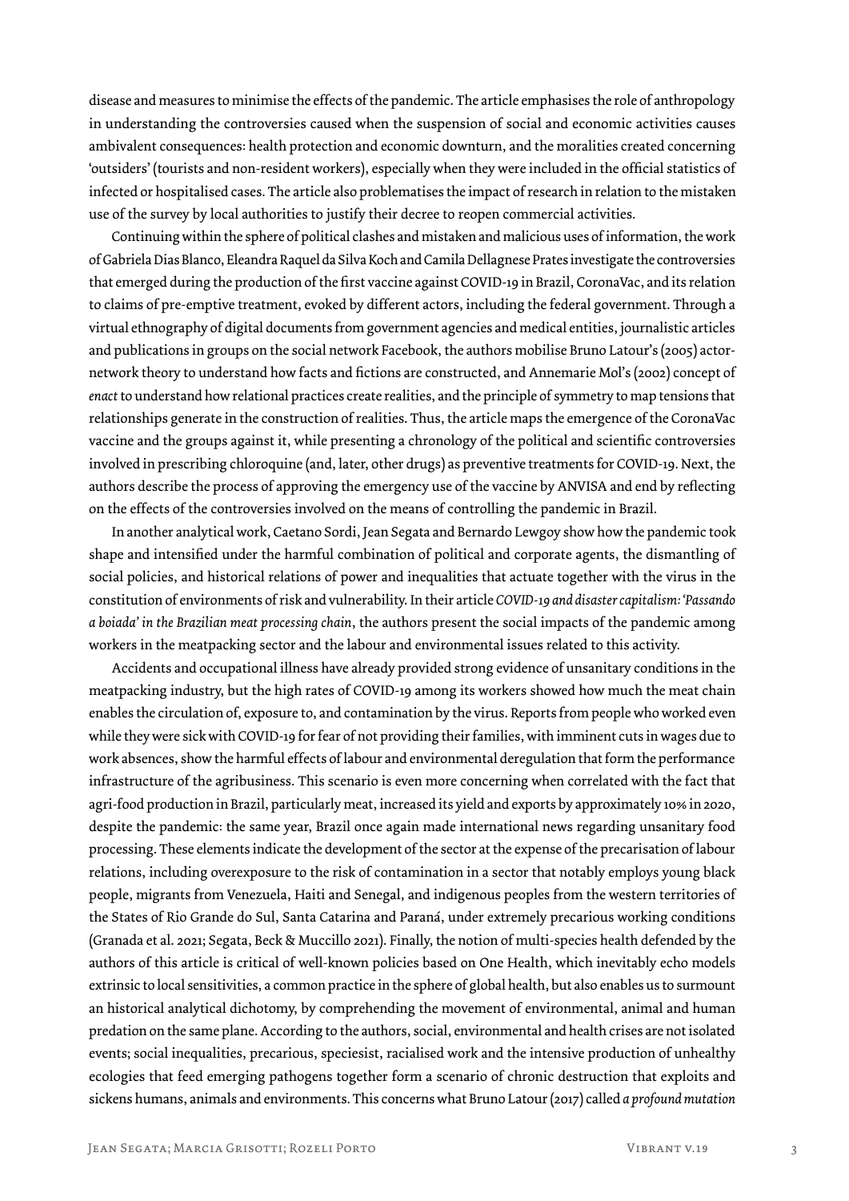disease and measures to minimise the effects of the pandemic. The article emphasises the role of anthropology in understanding the controversies caused when the suspension of social and economic activities causes ambivalent consequences: health protection and economic downturn, and the moralities created concerning 'outsiders' (tourists and non-resident workers), especially when they were included in the official statistics of infected or hospitalised cases. The article also problematises the impact of research in relation to the mistaken use of the survey by local authorities to justify their decree to reopen commercial activities.

Continuing within the sphere of political clashes and mistaken and malicious uses of information, the work of Gabriela Dias Blanco, Eleandra Raquel da Silva Koch and Camila Dellagnese Prates investigate the controversies that emerged during the production of the first vaccine against COVID-19 in Brazil, CoronaVac, and its relation to claims of pre-emptive treatment, evoked by different actors, including the federal government. Through a virtual ethnography of digital documents from government agencies and medical entities, journalistic articles and publications in groups on the social network Facebook, the authors mobilise Bruno Latour's (2005) actor-network theory to understand how facts and fictions are constructed, and Annemarie Mol's (2002) concept of *enact* to understand how relational practices create realities, and the principle of symmetry to map tensions that relationships generate in the construction of realities. Thus, the article maps the emergence of the CoronaVac vaccine and the groups against it, while presenting a chronology of the political and scientific controversies involved in prescribing chloroquine (and, later, other drugs) as preventive treatments for COVID-19. Next, the authors describe the process of approving the emergency use of the vaccine by ANVISA and end by reflecting on the effects of the controversies involved on the means of controlling the pandemic in Brazil.

In another analytical work, Caetano Sordi, Jean Segata and Bernardo Lewgoy show how the pandemic took shape and intensified under the harmful combination of political and corporate agents, the dismantling of social policies, and historical relations of power and inequalities that actuate together with the virus in the constitution of environments of risk and vulnerability. In their article *COVID-19 and disaster capitalism: 'Passando a boiada' in the Brazilian meat processing chain*, the authors present the social impacts of the pandemic among workers in the meatpacking sector and the labour and environmental issues related to this activity.

Accidents and occupational illness have already provided strong evidence of unsanitary conditions in the meatpacking industry, but the high rates of COVID-19 among its workers showed how much the meat chain enables the circulation of, exposure to, and contamination by the virus. Reports from people who worked even while they were sick with COVID-19 for fear of not providing their families, with imminent cuts in wages due to work absences, show the harmful effects of labour and environmental deregulation that form the performance infrastructure of the agribusiness. This scenario is even more concerning when correlated with the fact that agri-food production in Brazil, particularly meat, increased its yield and exports by approximately 10% in 2020, despite the pandemic: the same year, Brazil once again made international news regarding unsanitary food processing. These elements indicate the development of the sector at the expense of the precarisation of labour relations, including overexposure to the risk of contamination in a sector that notably employs young black people, migrants from Venezuela, Haiti and Senegal, and indigenous peoples from the western territories of the States of Rio Grande do Sul, Santa Catarina and Paraná, under extremely precarious working conditions (Granada et al. 2021; Segata, Beck & Muccillo 2021). Finally, the notion of multi-species health defended by the authors of this article is critical of well-known policies based on One Health, which inevitably echo models extrinsic to local sensitivities, a common practice in the sphere of global health, but also enables us to surmount an historical analytical dichotomy, by comprehending the movement of environmental, animal and human predation on the same plane. According to the authors, social, environmental and health crises are not isolated events; social inequalities, precarious, speciesist, racialised work and the intensive production of unhealthy ecologies that feed emerging pathogens together form a scenario of chronic destruction that exploits and sickens humans, animals and environments. This concerns what Bruno Latour (2017) called *a profound mutation*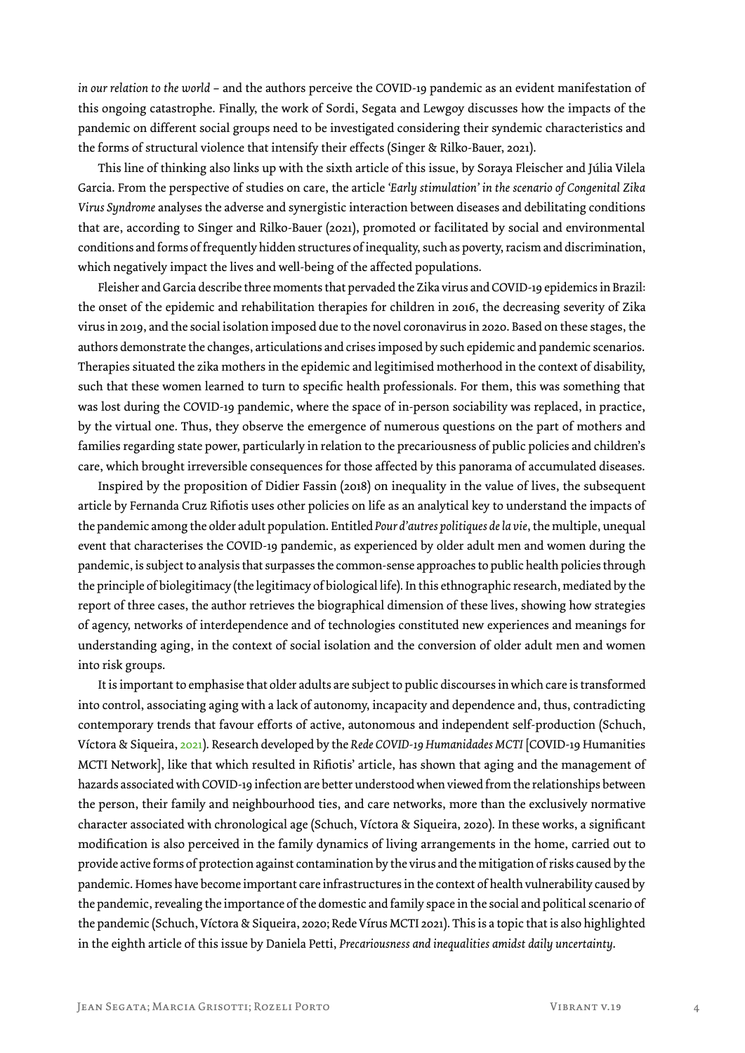*in our relation to the world* – and the authors perceive the COVID-19 pandemic as an evident manifestation of this ongoing catastrophe. Finally, the work of Sordi, Segata and Lewgoy discusses how the impacts of the pandemic on different social groups need to be investigated considering their syndemic characteristics and the forms of structural violence that intensify their effects (Singer & Rilko-Bauer, 2021).

This line of thinking also links up with the sixth article of this issue, by Soraya Fleischer and Júlia Vilela Garcia. From the perspective of studies on care, the article *'Early stimulation' in the scenario of Congenital Zika Virus Syndrome* analyses the adverse and synergistic interaction between diseases and debilitating conditions that are, according to Singer and Rilko-Bauer (2021), promoted or facilitated by social and environmental conditions and forms of frequently hidden structures of inequality, such as poverty, racism and discrimination, which negatively impact the lives and well-being of the affected populations.

Fleisher and Garcia describe three moments that pervaded the Zika virus and COVID-19 epidemics in Brazil: the onset of the epidemic and rehabilitation therapies for children in 2016, the decreasing severity of Zika virus in 2019, and the social isolation imposed due to the novel coronavirus in 2020. Based on these stages, the authors demonstrate the changes, articulations and crises imposed by such epidemic and pandemic scenarios. Therapies situated the zika mothers in the epidemic and legitimised motherhood in the context of disability, such that these women learned to turn to specific health professionals. For them, this was something that was lost during the COVID-19 pandemic, where the space of in-person sociability was replaced, in practice, by the virtual one. Thus, they observe the emergence of numerous questions on the part of mothers and families regarding state power, particularly in relation to the precariousness of public policies and children's care, which brought irreversible consequences for those affected by this panorama of accumulated diseases.

Inspired by the proposition of Didier Fassin (2018) on inequality in the value of lives, the subsequent article by Fernanda Cruz Rifiotis uses other policies on life as an analytical key to understand the impacts of the pandemic among the older adult population. Entitled *Pour d'autres politiques de la vie*, the multiple, unequal event that characterises the COVID-19 pandemic, as experienced by older adult men and women during the pandemic, is subject to analysis that surpasses the common-sense approaches to public health policies through the principle of biolegitimacy (the legitimacy of biological life). In this ethnographic research, mediated by the report of three cases, the author retrieves the biographical dimension of these lives, showing how strategies of agency, networks of interdependence and of technologies constituted new experiences and meanings for understanding aging, in the context of social isolation and the conversion of older adult men and women into risk groups.

It is important to emphasise that older adults are subject to public discourses in which care is transformed into control, associating aging with a lack of autonomy, incapacity and dependence and, thus, contradicting contemporary trends that favour efforts of active, autonomous and independent self-production (Schuch, Víctora & Siqueira, 2021). Research developed by the *Rede COVID-19 Humanidades MCTI* [COVID-19 Humanities MCTI Network], like that which resulted in Rifiotis' article, has shown that aging and the management of hazards associated with COVID-19 infection are better understood when viewed from the relationships between the person, their family and neighbourhood ties, and care networks, more than the exclusively normative character associated with chronological age (Schuch, Víctora & Siqueira, 2020). In these works, a significant modification is also perceived in the family dynamics of living arrangements in the home, carried out to provide active forms of protection against contamination by the virus and the mitigation of risks caused by the pandemic. Homes have become important care infrastructures in the context of health vulnerability caused by the pandemic, revealing the importance of the domestic and family space in the social and political scenario of the pandemic (Schuch, Víctora & Siqueira, 2020; Rede Vírus MCTI 2021). This is a topic that is also highlighted in the eighth article of this issue by Daniela Petti, *Precariousness and inequalities amidst daily uncertainty*.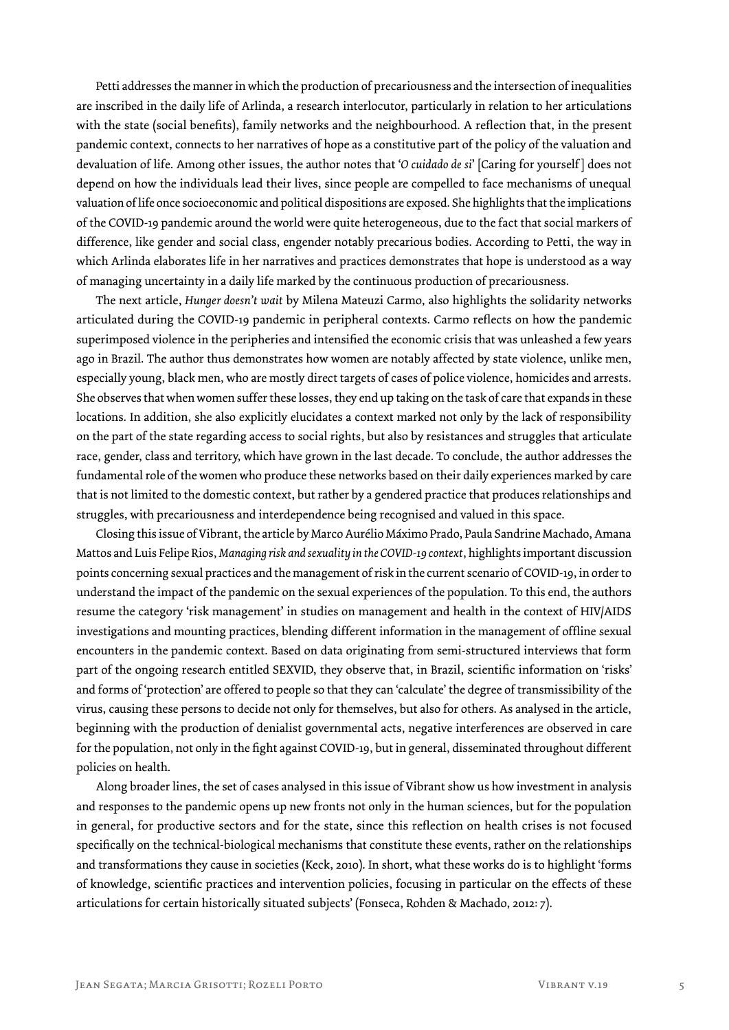Petti addresses the manner in which the production of precariousness and the intersection of inequalities are inscribed in the daily life of Arlinda, a research interlocutor, particularly in relation to her articulations with the state (social benefits), family networks and the neighbourhood. A reflection that, in the present pandemic context, connects to her narratives of hope as a constitutive part of the policy of the valuation and devaluation of life. Among other issues, the author notes that '*O cuidado de si*' [Caring for yourself] does not depend on how the individuals lead their lives, since people are compelled to face mechanisms of unequal valuation of life once socioeconomic and political dispositions are exposed. She highlights that the implications of the COVID-19 pandemic around the world were quite heterogeneous, due to the fact that social markers of difference, like gender and social class, engender notably precarious bodies. According to Petti, the way in which Arlinda elaborates life in her narratives and practices demonstrates that hope is understood as a way of managing uncertainty in a daily life marked by the continuous production of precariousness.

The next article, *Hunger doesn't wait* by Milena Mateuzi Carmo, also highlights the solidarity networks articulated during the COVID-19 pandemic in peripheral contexts. Carmo reflects on how the pandemic superimposed violence in the peripheries and intensified the economic crisis that was unleashed a few years ago in Brazil. The author thus demonstrates how women are notably affected by state violence, unlike men, especially young, black men, who are mostly direct targets of cases of police violence, homicides and arrests. She observes that when women suffer these losses, they end up taking on the task of care that expands in these locations. In addition, she also explicitly elucidates a context marked not only by the lack of responsibility on the part of the state regarding access to social rights, but also by resistances and struggles that articulate race, gender, class and territory, which have grown in the last decade. To conclude, the author addresses the fundamental role of the women who produce these networks based on their daily experiences marked by care that is not limited to the domestic context, but rather by a gendered practice that produces relationships and struggles, with precariousness and interdependence being recognised and valued in this space.

Closing this issue of Vibrant, the article by Marco Aurélio Máximo Prado, Paula Sandrine Machado, Amana Mattos and Luis Felipe Rios, *Managing risk and sexuality in the COVID-19 context*, highlights important discussion points concerning sexual practices and the management of risk in the current scenario of COVID-19, in order to understand the impact of the pandemic on the sexual experiences of the population. To this end, the authors resume the category 'risk management' in studies on management and health in the context of HIV/AIDS investigations and mounting practices, blending different information in the management of offline sexual encounters in the pandemic context. Based on data originating from semi-structured interviews that form part of the ongoing research entitled SEXVID, they observe that, in Brazil, scientific information on 'risks' and forms of 'protection' are offered to people so that they can 'calculate' the degree of transmissibility of the virus, causing these persons to decide not only for themselves, but also for others. As analysed in the article, beginning with the production of denialist governmental acts, negative interferences are observed in care for the population, not only in the fight against COVID-19, but in general, disseminated throughout different policies on health.

Along broader lines, the set of cases analysed in this issue of Vibrant show us how investment in analysis and responses to the pandemic opens up new fronts not only in the human sciences, but for the population in general, for productive sectors and for the state, since this reflection on health crises is not focused specifically on the technical-biological mechanisms that constitute these events, rather on the relationships and transformations they cause in societies (Keck, 2010). In short, what these works do is to highlight 'forms of knowledge, scientific practices and intervention policies, focusing in particular on the effects of these articulations for certain historically situated subjects' (Fonseca, Rohden & Machado, 2012: 7).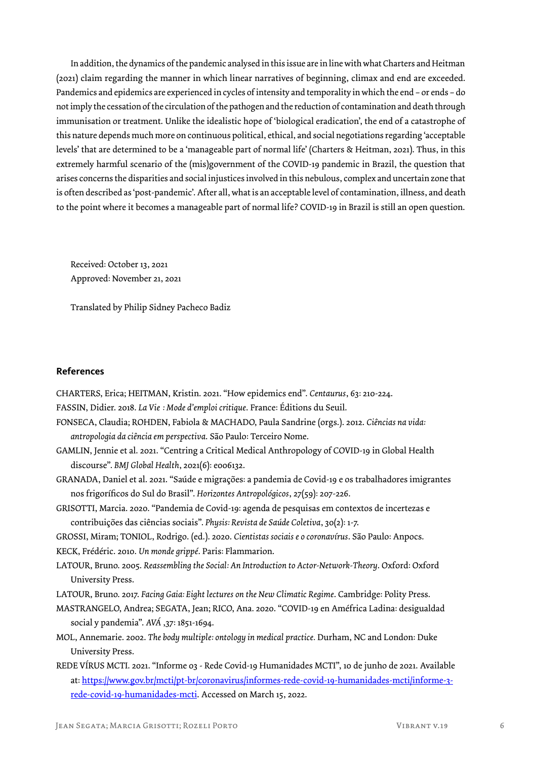In addition, the dynamics of the pandemic analysed in this issue are in line with what Charters and Heitman (2021) claim regarding the manner in which linear narratives of beginning, climax and end are exceeded. Pandemics and epidemics are experienced in cycles of intensity and temporality in which the end – or ends – do not imply the cessation of the circulation of the pathogen and the reduction of contamination and death through immunisation or treatment. Unlike the idealistic hope of 'biological eradication', the end of a catastrophe of this nature depends much more on continuous political, ethical, and social negotiations regarding 'acceptable levels' that are determined to be a 'manageable part of normal life' (Charters & Heitman, 2021). Thus, in this extremely harmful scenario of the (mis)government of the COVID-19 pandemic in Brazil, the question that arises concerns the disparities and social injustices involved in this nebulous, complex and uncertain zone that is often described as 'post-pandemic'. After all, what is an acceptable level of contamination, illness, and death to the point where it becomes a manageable part of normal life? COVID-19 in Brazil is still an open question.

Received: October 13, 2021
Approved: November 21, 2021

Translated by Philip Sidney Pacheco Badiz

## References

CHARTERS, Erica; HEITMAN, Kristin. 2021. "How epidemics end". *Centaurus*, 63: 210-224.

FASSIN, Didier. 2018. *La Vie : Mode d'emploi critique*. France: Éditions du Seuil.

FONSECA, Claudia; ROHDEN, Fabiola & MACHADO, Paula Sandrine (orgs.). 2012. *Ciências na vida: antropologia da ciência em perspectiva*. São Paulo: Terceiro Nome.

GAMLIN, Jennie et al. 2021. "Centring a Critical Medical Anthropology of COVID-19 in Global Health discourse". *BMJ Global Health*, 2021(6): e006132.

GRANADA, Daniel et al. 2021. "Saúde e migrações: a pandemia de Covid-19 e os trabalhadores imigrantes nos frigoríficos do Sul do Brasil". *Horizontes Antropológicos*, 27(59): 207-226.

GRISOTTI, Marcia. 2020. "Pandemia de Covid-19: agenda de pesquisas em contextos de incertezas e contribuições das ciências sociais". *Physis: Revista de Saúde Coletiva*, 30(2): 1-7.

GROSSI, Miram; TONIOL, Rodrigo. (ed.). 2020. *Cientistas sociais e o coronavírus*. São Paulo: Anpocs.

KECK, Frédéric. 2010. *Un monde grippé*. Paris: Flammarion.

LATOUR, Bruno. 2005. *Reassembling the Social: An Introduction to Actor-Network-Theory*. Oxford: Oxford University Press.

LATOUR, Bruno. 2017. *Facing Gaia: Eight lectures on the New Climatic Regime*. Cambridge: Polity Press.

MASTRANGELO, Andrea; SEGATA, Jean; RICO, Ana. 2020. "COVID-19 en Améfrica Ladina: desigualdad social y pandemia". *AVÁ* ,37: 1851-1694.

MOL, Annemarie. 2002. *The body multiple: ontology in medical practice*. Durham, NC and London: Duke University Press.

REDE VÍRUS MCTI. 2021. "Informe 03 - Rede Covid-19 Humanidades MCTI", 10 de junho de 2021. Available at: [https://www.gov.br/mcti/pt-br/coronavirus/informes-rede-covid-19-humanidades-mcti/informe-3-rede-covid-19-humanidades-mcti](https://www.gov.br/mcti/pt-br/coronavirus/informes-rede-covid-19-humanidades-mcti/informe-3-rede-covid-19-humanidades-mcti). Accessed on March 15, 2022.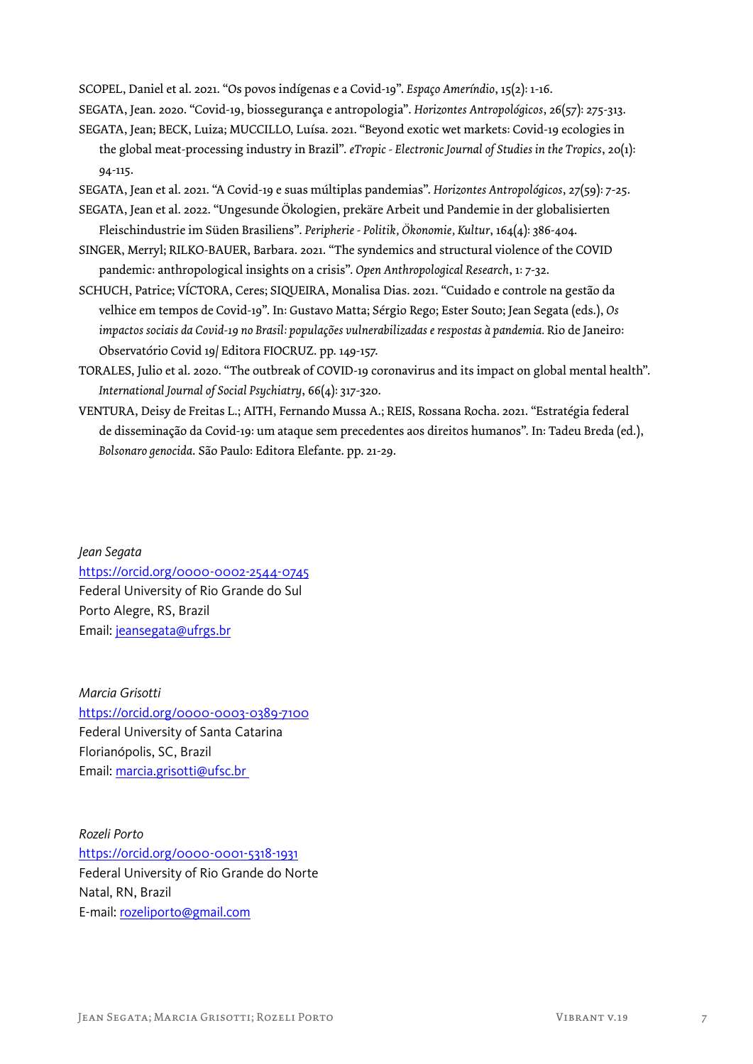SCOPEL, Daniel et al. 2021. "Os povos indígenas e a Covid-19". *Espaço Ameríndio*, 15(2): 1-16.

SEGATA, Jean. 2020. "Covid-19, biossegurança e antropologia". *Horizontes Antropológicos*, 26(57): 275-313.

SEGATA, Jean; BECK, Luiza; MUCCILLO, Luísa. 2021. "Beyond exotic wet markets: Covid-19 ecologies in the global meat-processing industry in Brazil". *eTropic - Electronic Journal of Studies in the Tropics*, 20(1): 94-115.

SEGATA, Jean et al. 2021. "A Covid-19 e suas múltiplas pandemias". *Horizontes Antropológicos*, 27(59): 7-25.

SEGATA, Jean et al. 2022. "Ungesunde Ökologien, prekäre Arbeit und Pandemie in der globalisierten Fleischindustrie im Süden Brasiliens". *Peripherie - Politik, Ökonomie, Kultur*, 164(4): 386-404.

SINGER, Merryl; RILKO-BAUER, Barbara. 2021. "The syndemics and structural violence of the COVID pandemic: anthropological insights on a crisis". *Open Anthropological Research*, 1: 7-32.

SCHUCH, Patrice; VÍCTORA, Ceres; SIQUEIRA, Monalisa Dias. 2021. "Cuidado e controle na gestão da velhice em tempos de Covid-19". In: Gustavo Matta; Sérgio Rego; Ester Souto; Jean Segata (eds.), *Os impactos sociais da Covid-19 no Brasil: populações vulnerabilizadas e respostas à pandemia.* Rio de Janeiro: Observatório Covid 19/ Editora FIOCRUZ. pp. 149-157.

TORALES, Julio et al. 2020. "The outbreak of COVID-19 coronavirus and its impact on global mental health". *International Journal of Social Psychiatry*, 66(4): 317-320.

VENTURA, Deisy de Freitas L.; AITH, Fernando Mussa A.; REIS, Rossana Rocha. 2021. "Estratégia federal de disseminação da Covid-19: um ataque sem precedentes aos direitos humanos". In: Tadeu Breda (ed.), *Bolsonaro genocida.* São Paulo: Editora Elefante. pp. 21-29.

*Jean Segata*
https://orcid.org/0000-0002-2544-0745
Federal University of Rio Grande do Sul
Porto Alegre, RS, Brazil
Email: jeansegata@ufrgs.br

*Marcia Grisotti*
https://orcid.org/0000-0003-0389-7100
Federal University of Santa Catarina
Florianópolis, SC, Brazil
Email: marcia.grisotti@ufsc.br

*Rozeli Porto*
https://orcid.org/0000-0001-5318-1931
Federal University of Rio Grande do Norte
Natal, RN, Brazil
E-mail: rozeliporto@gmail.com